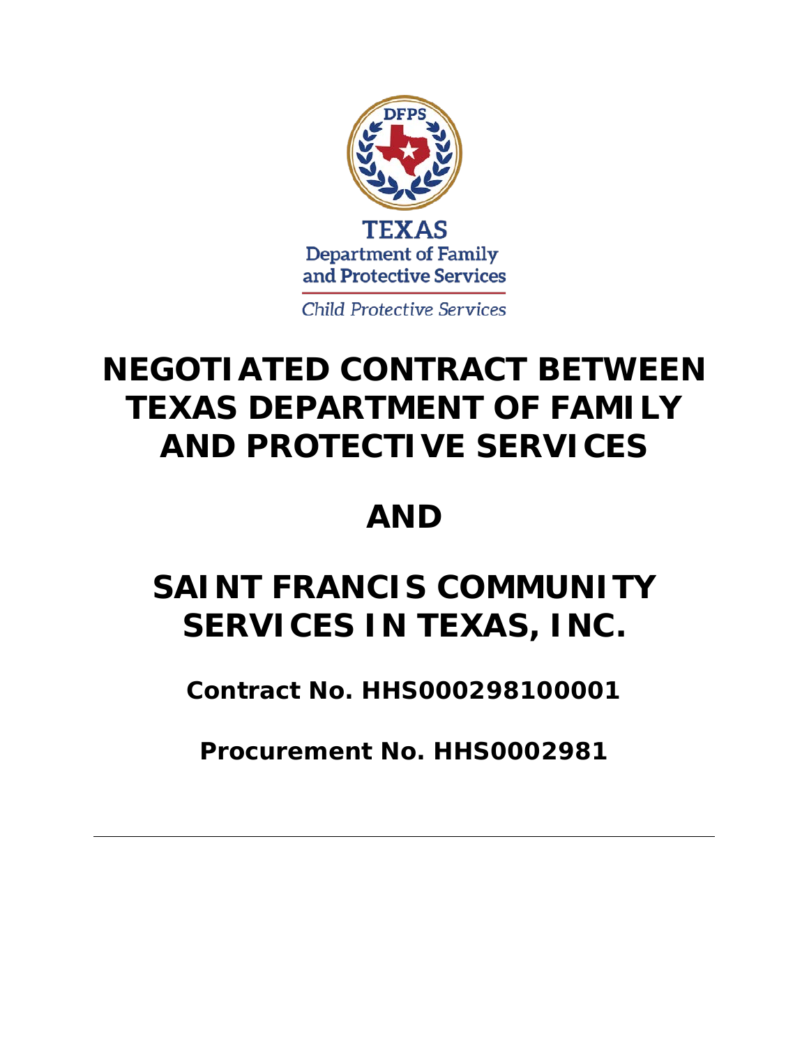TEXAS
Department of Family
and Protective Services

*Child Protective Services*

# NEGOTIATED CONTRACT BETWEEN TEXAS DEPARTMENT OF FAMILY AND PROTECTIVE SERVICES

# AND

# SAINT FRANCIS COMMUNITY SERVICES IN TEXAS, INC.

**Contract No. HHS000298100001**

**Procurement No. HHS0002981**

---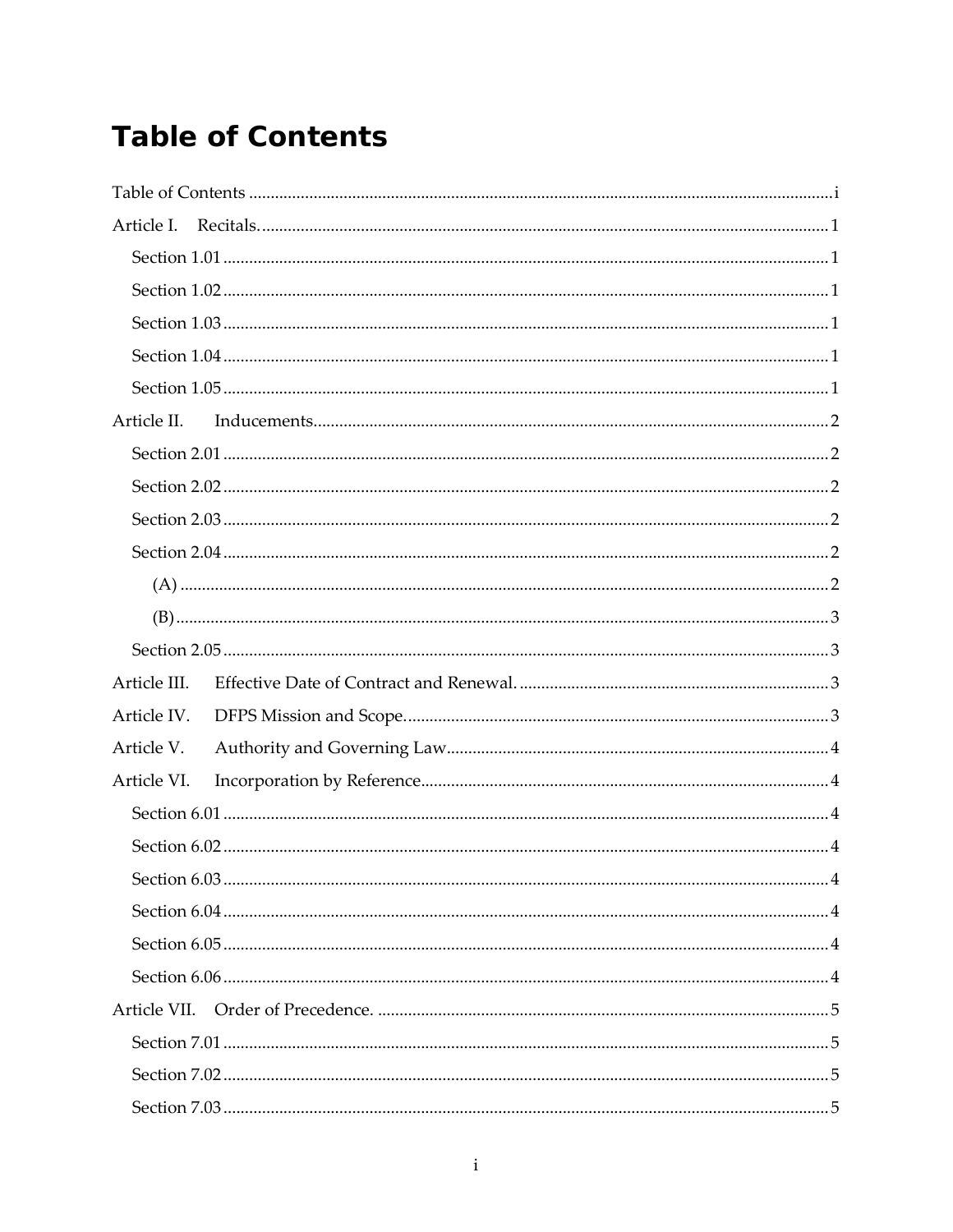# Table of Contents

Table of Contents ........................................................................................................................i

Article I. Recitals. ........................................................................................................................ 1

- Section 1.01 ........................................................................................................................ 1
- Section 1.02 ........................................................................................................................ 1
- Section 1.03 ........................................................................................................................ 1
- Section 1.04 ........................................................................................................................ 1
- Section 1.05 ........................................................................................................................ 1

Article II. Inducements. ................................................................................................................ 2

- Section 2.01 ........................................................................................................................ 2
- Section 2.02 ........................................................................................................................ 2
- Section 2.03 ........................................................................................................................ 2
- Section 2.04 ........................................................................................................................ 2
  - (A) ........................................................................................................................ 2
  - (B) ........................................................................................................................ 3
- Section 2.05 ........................................................................................................................ 3

Article III. Effective Date of Contract and Renewal. ........................................................................ 3

Article IV. DFPS Mission and Scope. ............................................................................................. 3

Article V. Authority and Governing Law ........................................................................................ 4

Article VI. Incorporation by Reference ............................................................................................ 4

- Section 6.01 ........................................................................................................................ 4
- Section 6.02 ........................................................................................................................ 4
- Section 6.03 ........................................................................................................................ 4
- Section 6.04 ........................................................................................................................ 4
- Section 6.05 ........................................................................................................................ 4
- Section 6.06 ........................................................................................................................ 4

Article VII. Order of Precedence. .................................................................................................. 5

- Section 7.01 ........................................................................................................................ 5
- Section 7.02 ........................................................................................................................ 5
- Section 7.03 ........................................................................................................................ 5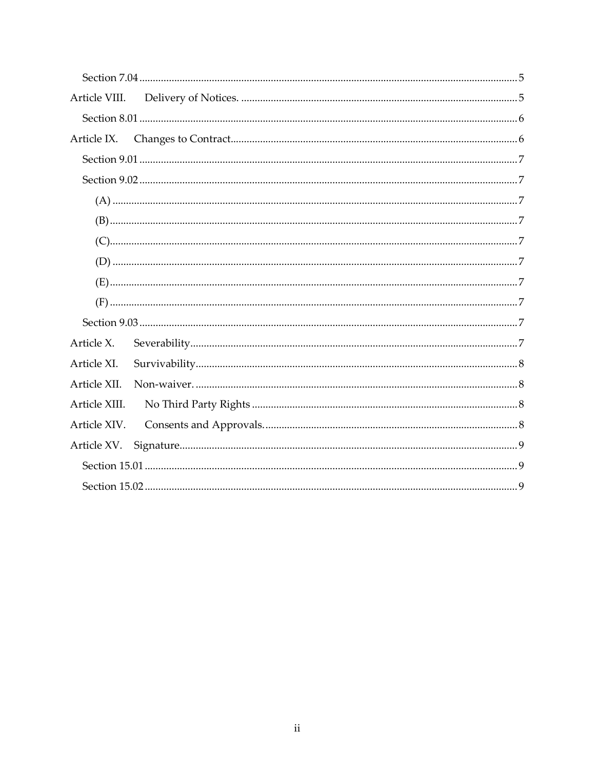- Section 7.04 ........ 5
- Article VIII. Delivery of Notices. ........ 5
  - Section 8.01 ........ 6
- Article IX. Changes to Contract ........ 6
  - Section 9.01 ........ 7
  - Section 9.02 ........ 7
    - (A) ........ 7
    - (B) ........ 7
    - (C) ........ 7
    - (D) ........ 7
    - (E) ........ 7
    - (F) ........ 7
  - Section 9.03 ........ 7
- Article X. Severability ........ 7
- Article XI. Survivability ........ 8
- Article XII. Non-waiver. ........ 8
- Article XIII. No Third Party Rights ........ 8
- Article XIV. Consents and Approvals. ........ 8
- Article XV. Signature ........ 9
  - Section 15.01 ........ 9
  - Section 15.02 ........ 9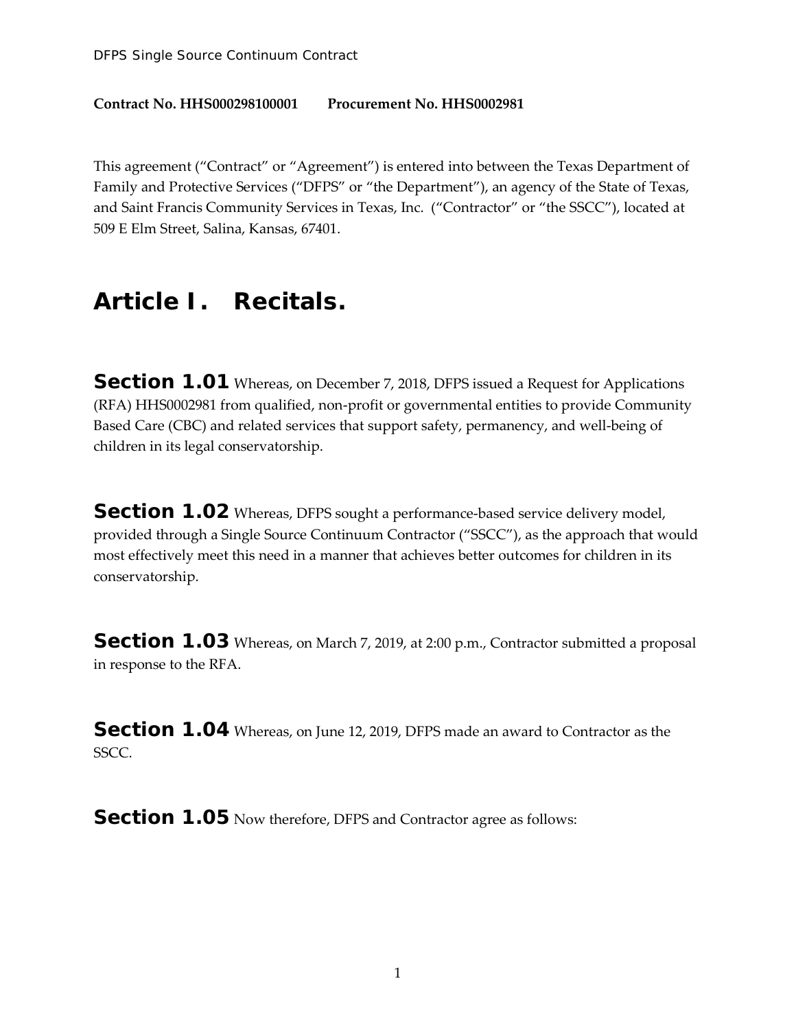**Contract No. HHS000298100001 Procurement No. HHS0002981**

This agreement ("Contract" or "Agreement") is entered into between the Texas Department of Family and Protective Services ("DFPS" or "the Department"), an agency of the State of Texas, and Saint Francis Community Services in Texas, Inc. ("Contractor" or "the SSCC"), located at 509 E Elm Street, Salina, Kansas, 67401.

# Article I. Recitals.

**Section 1.01** Whereas, on December 7, 2018, DFPS issued a Request for Applications (RFA) HHS0002981 from qualified, non-profit or governmental entities to provide Community Based Care (CBC) and related services that support safety, permanency, and well-being of children in its legal conservatorship.

**Section 1.02** Whereas, DFPS sought a performance-based service delivery model, provided through a Single Source Continuum Contractor ("SSCC"), as the approach that would most effectively meet this need in a manner that achieves better outcomes for children in its conservatorship.

**Section 1.03** Whereas, on March 7, 2019, at 2:00 p.m., Contractor submitted a proposal in response to the RFA.

**Section 1.04** Whereas, on June 12, 2019, DFPS made an award to Contractor as the SSCC.

**Section 1.05** Now therefore, DFPS and Contractor agree as follows: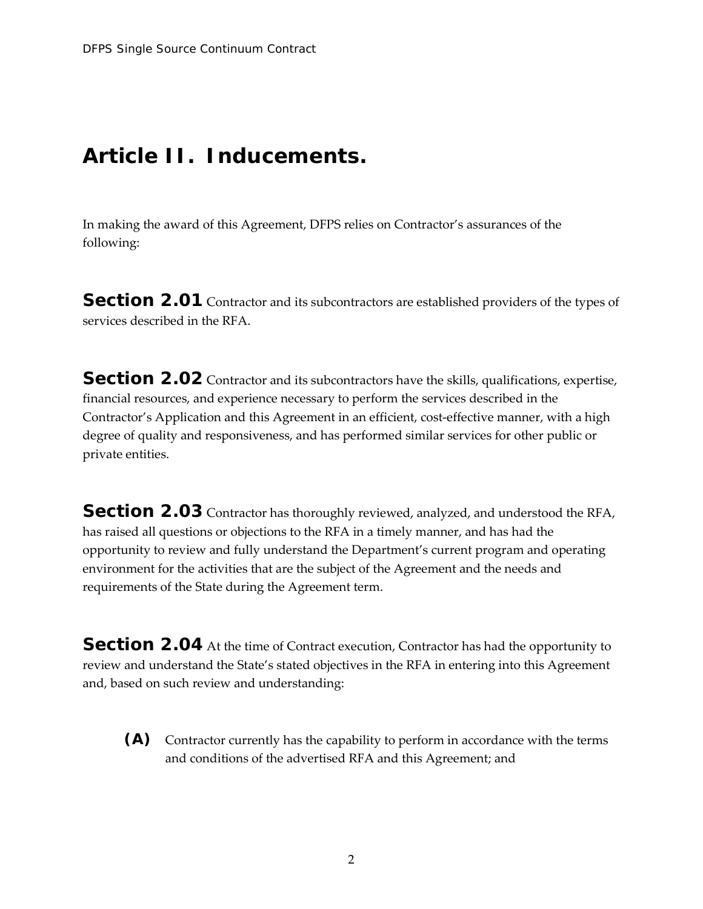# Article II. Inducements.

In making the award of this Agreement, DFPS relies on Contractor's assurances of the following:

**Section 2.01** Contractor and its subcontractors are established providers of the types of services described in the RFA.

**Section 2.02** Contractor and its subcontractors have the skills, qualifications, expertise, financial resources, and experience necessary to perform the services described in the Contractor's Application and this Agreement in an efficient, cost-effective manner, with a high degree of quality and responsiveness, and has performed similar services for other public or private entities.

**Section 2.03** Contractor has thoroughly reviewed, analyzed, and understood the RFA, has raised all questions or objections to the RFA in a timely manner, and has had the opportunity to review and fully understand the Department's current program and operating environment for the activities that are the subject of the Agreement and the needs and requirements of the State during the Agreement term.

**Section 2.04** At the time of Contract execution, Contractor has had the opportunity to review and understand the State's stated objectives in the RFA in entering into this Agreement and, based on such review and understanding:

**(A)** Contractor currently has the capability to perform in accordance with the terms and conditions of the advertised RFA and this Agreement; and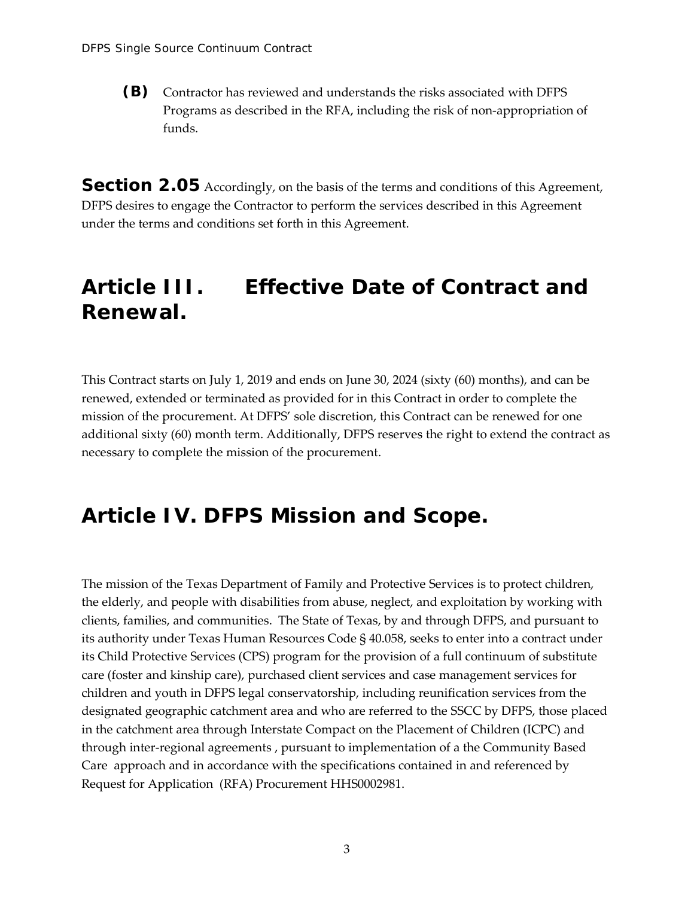**(B)** Contractor has reviewed and understands the risks associated with DFPS Programs as described in the RFA, including the risk of non-appropriation of funds.

**Section 2.05** Accordingly, on the basis of the terms and conditions of this Agreement, DFPS desires to engage the Contractor to perform the services described in this Agreement under the terms and conditions set forth in this Agreement.

# Article III. Effective Date of Contract and Renewal.

This Contract starts on July 1, 2019 and ends on June 30, 2024 (sixty (60) months), and can be renewed, extended or terminated as provided for in this Contract in order to complete the mission of the procurement. At DFPS' sole discretion, this Contract can be renewed for one additional sixty (60) month term. Additionally, DFPS reserves the right to extend the contract as necessary to complete the mission of the procurement.

# Article IV. DFPS Mission and Scope.

The mission of the Texas Department of Family and Protective Services is to protect children, the elderly, and people with disabilities from abuse, neglect, and exploitation by working with clients, families, and communities. The State of Texas, by and through DFPS, and pursuant to its authority under Texas Human Resources Code § 40.058, seeks to enter into a contract under its Child Protective Services (CPS) program for the provision of a full continuum of substitute care (foster and kinship care), purchased client services and case management services for children and youth in DFPS legal conservatorship, including reunification services from the designated geographic catchment area and who are referred to the SSCC by DFPS, those placed in the catchment area through Interstate Compact on the Placement of Children (ICPC) and through inter-regional agreements , pursuant to implementation of a the Community Based Care approach and in accordance with the specifications contained in and referenced by Request for Application (RFA) Procurement HHS0002981.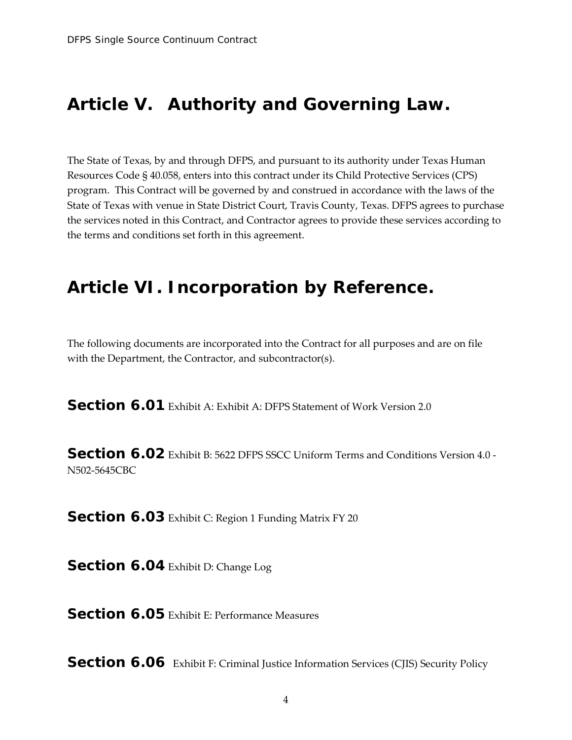# Article V. Authority and Governing Law.

The State of Texas, by and through DFPS, and pursuant to its authority under Texas Human Resources Code § 40.058, enters into this contract under its Child Protective Services (CPS) program. This Contract will be governed by and construed in accordance with the laws of the State of Texas with venue in State District Court, Travis County, Texas. DFPS agrees to purchase the services noted in this Contract, and Contractor agrees to provide these services according to the terms and conditions set forth in this agreement.

# Article VI. Incorporation by Reference.

The following documents are incorporated into the Contract for all purposes and are on file with the Department, the Contractor, and subcontractor(s).

**Section 6.01** Exhibit A: Exhibit A: DFPS Statement of Work Version 2.0

**Section 6.02** Exhibit B: 5622 DFPS SSCC Uniform Terms and Conditions Version 4.0 - N502-5645CBC

**Section 6.03** Exhibit C: Region 1 Funding Matrix FY 20

**Section 6.04** Exhibit D: Change Log

**Section 6.05** Exhibit E: Performance Measures

**Section 6.06** Exhibit F: Criminal Justice Information Services (CJIS) Security Policy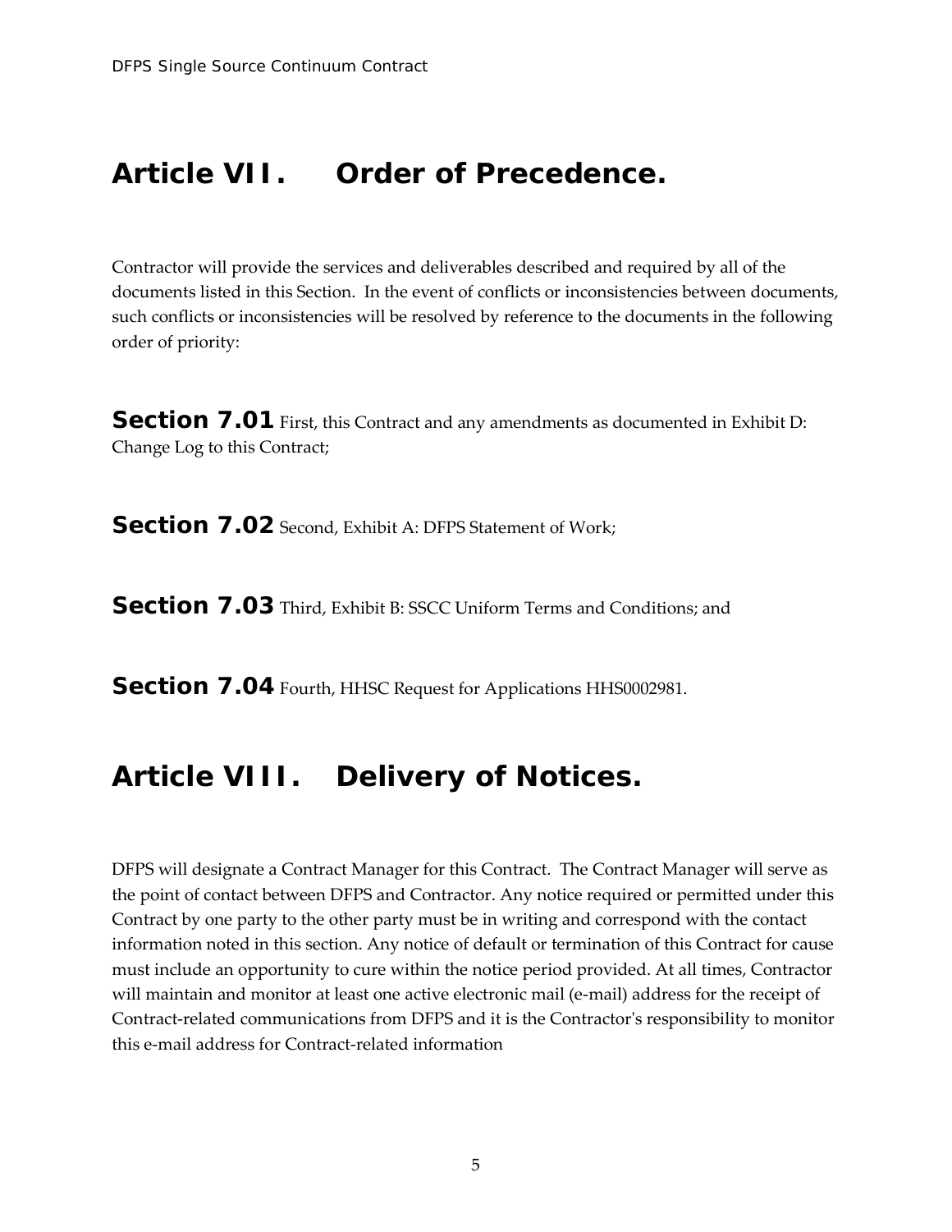# Article VII. Order of Precedence.

Contractor will provide the services and deliverables described and required by all of the documents listed in this Section. In the event of conflicts or inconsistencies between documents, such conflicts or inconsistencies will be resolved by reference to the documents in the following order of priority:

**Section 7.01** First, this Contract and any amendments as documented in Exhibit D: Change Log to this Contract;

**Section 7.02** Second, Exhibit A: DFPS Statement of Work;

**Section 7.03** Third, Exhibit B: SSCC Uniform Terms and Conditions; and

**Section 7.04** Fourth, HHSC Request for Applications HHS0002981.

# Article VIII. Delivery of Notices.

DFPS will designate a Contract Manager for this Contract. The Contract Manager will serve as the point of contact between DFPS and Contractor. Any notice required or permitted under this Contract by one party to the other party must be in writing and correspond with the contact information noted in this section. Any notice of default or termination of this Contract for cause must include an opportunity to cure within the notice period provided. At all times, Contractor will maintain and monitor at least one active electronic mail (e-mail) address for the receipt of Contract-related communications from DFPS and it is the Contractor's responsibility to monitor this e-mail address for Contract-related information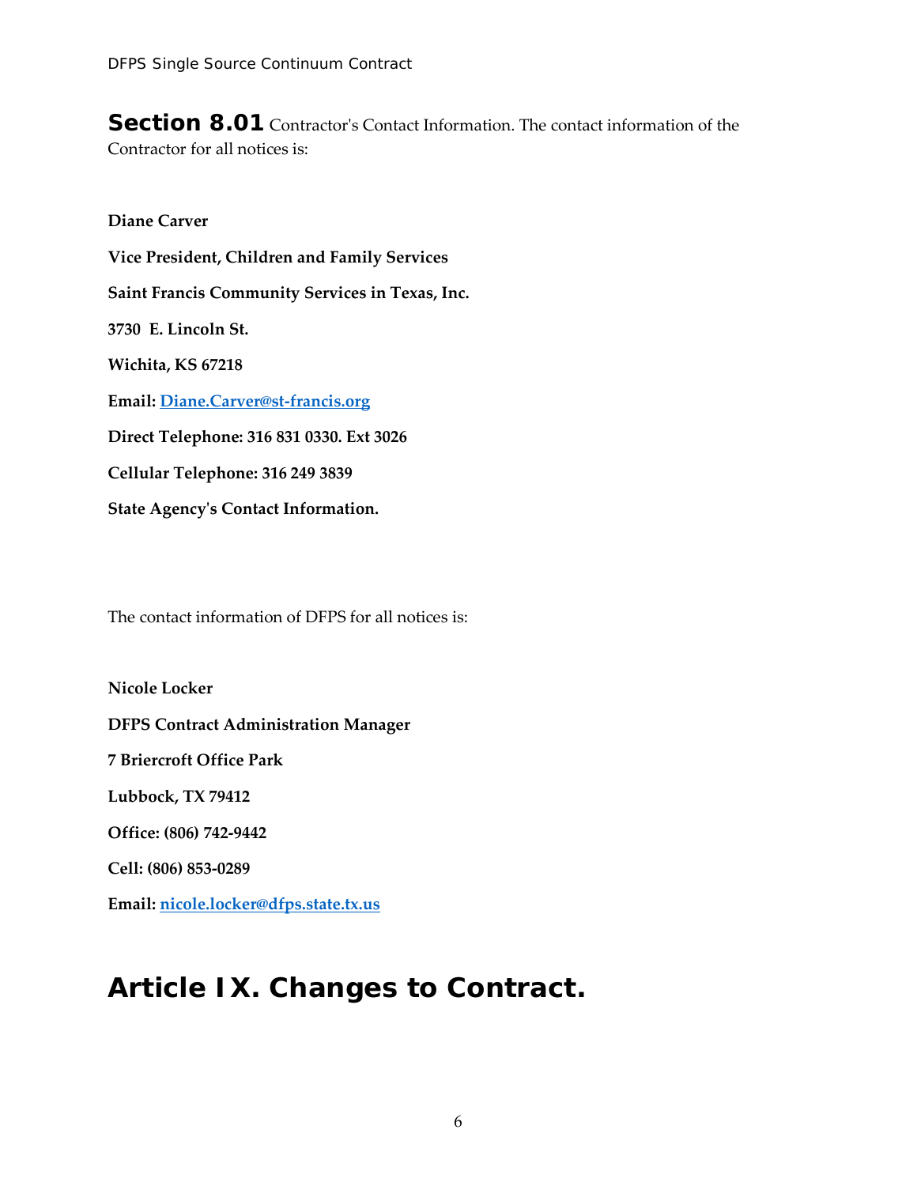**Section 8.01** Contractor's Contact Information. The contact information of the Contractor for all notices is:

**Diane Carver**

**Vice President, Children and Family Services**

**Saint Francis Community Services in Texas, Inc.**

**3730 E. Lincoln St.**

**Wichita, KS 67218**

**Email: Diane.Carver@st-francis.org**

**Direct Telephone: 316 831 0330. Ext 3026**

**Cellular Telephone: 316 249 3839**

**State Agency's Contact Information.**

The contact information of DFPS for all notices is:

**Nicole Locker**

**DFPS Contract Administration Manager**

**7 Briercroft Office Park**

**Lubbock, TX 79412**

**Office: (806) 742-9442**

**Cell: (806) 853-0289**

**Email: nicole.locker@dfps.state.tx.us**

# Article IX. Changes to Contract.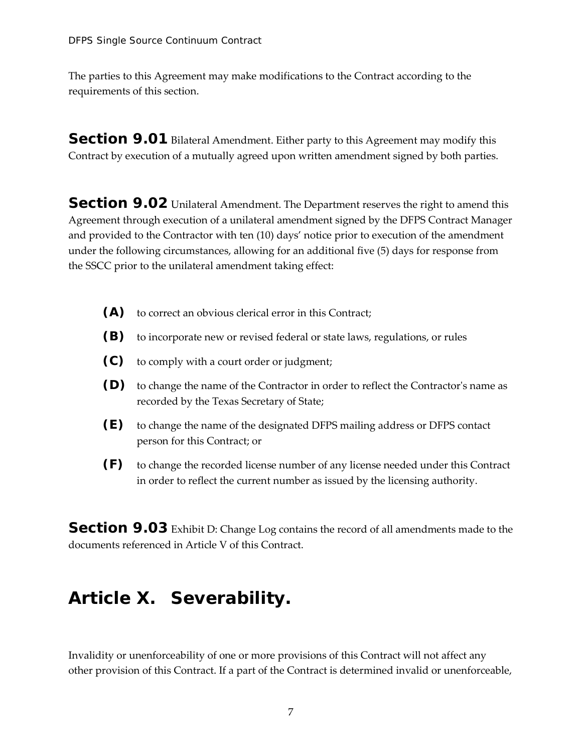The parties to this Agreement may make modifications to the Contract according to the requirements of this section.

**Section 9.01** Bilateral Amendment. Either party to this Agreement may modify this Contract by execution of a mutually agreed upon written amendment signed by both parties.

**Section 9.02** Unilateral Amendment. The Department reserves the right to amend this Agreement through execution of a unilateral amendment signed by the DFPS Contract Manager and provided to the Contractor with ten (10) days' notice prior to execution of the amendment under the following circumstances, allowing for an additional five (5) days for response from the SSCC prior to the unilateral amendment taking effect:

- **(A)** to correct an obvious clerical error in this Contract;
- **(B)** to incorporate new or revised federal or state laws, regulations, or rules
- **(C)** to comply with a court order or judgment;
- **(D)** to change the name of the Contractor in order to reflect the Contractor's name as recorded by the Texas Secretary of State;
- **(E)** to change the name of the designated DFPS mailing address or DFPS contact person for this Contract; or
- **(F)** to change the recorded license number of any license needed under this Contract in order to reflect the current number as issued by the licensing authority.

**Section 9.03** Exhibit D: Change Log contains the record of all amendments made to the documents referenced in Article V of this Contract.

# Article X. Severability.

Invalidity or unenforceability of one or more provisions of this Contract will not affect any other provision of this Contract. If a part of the Contract is determined invalid or unenforceable,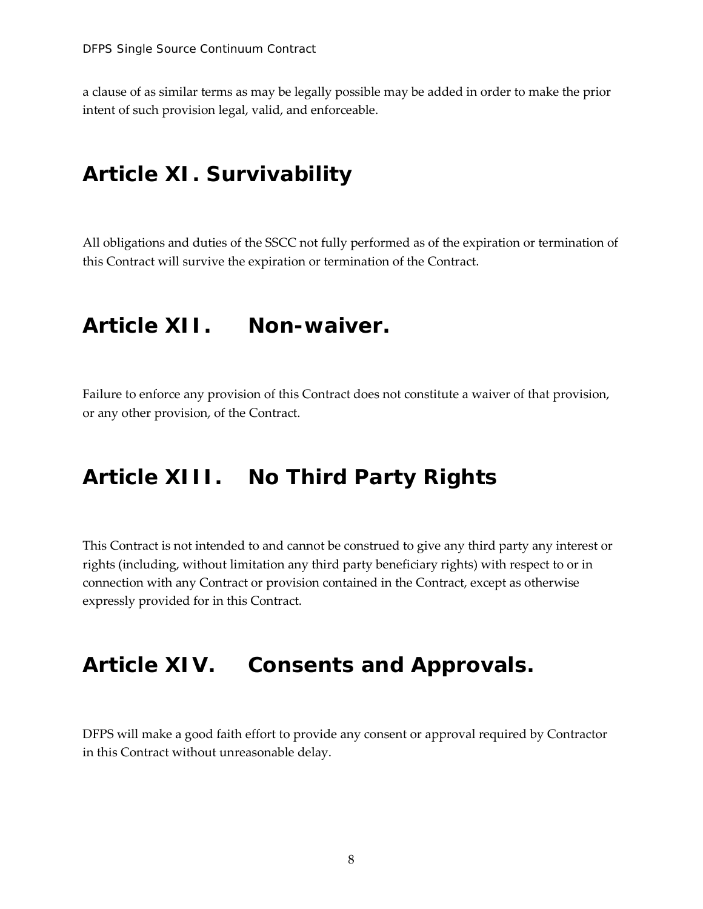a clause of as similar terms as may be legally possible may be added in order to make the prior intent of such provision legal, valid, and enforceable.

# Article XI. Survivability

All obligations and duties of the SSCC not fully performed as of the expiration or termination of this Contract will survive the expiration or termination of the Contract.

# Article XII. Non-waiver.

Failure to enforce any provision of this Contract does not constitute a waiver of that provision, or any other provision, of the Contract.

# Article XIII. No Third Party Rights

This Contract is not intended to and cannot be construed to give any third party any interest or rights (including, without limitation any third party beneficiary rights) with respect to or in connection with any Contract or provision contained in the Contract, except as otherwise expressly provided for in this Contract.

# Article XIV. Consents and Approvals.

DFPS will make a good faith effort to provide any consent or approval required by Contractor in this Contract without unreasonable delay.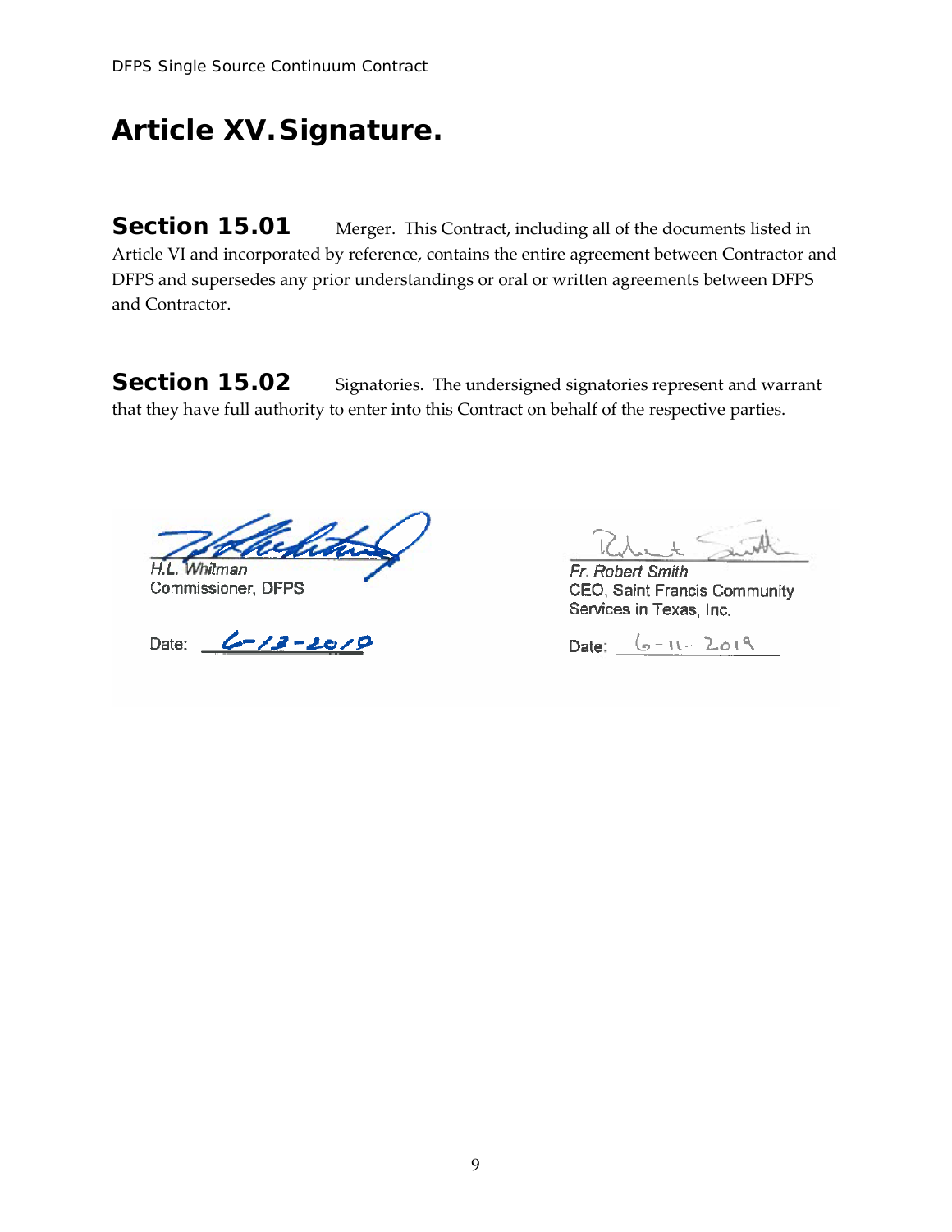# Article XV. Signature.

**Section 15.01** Merger. This Contract, including all of the documents listed in Article VI and incorporated by reference, contains the entire agreement between Contractor and DFPS and supersedes any prior understandings or oral or written agreements between DFPS and Contractor.

**Section 15.02** Signatories. The undersigned signatories represent and warrant that they have full authority to enter into this Contract on behalf of the respective parties.

*H.L. Whitman*
Commissioner, DFPS

Date: 6-13-2019

*Fr. Robert Smith*
CEO, Saint Francis Community Services in Texas, Inc.

Date: 6-11-2019